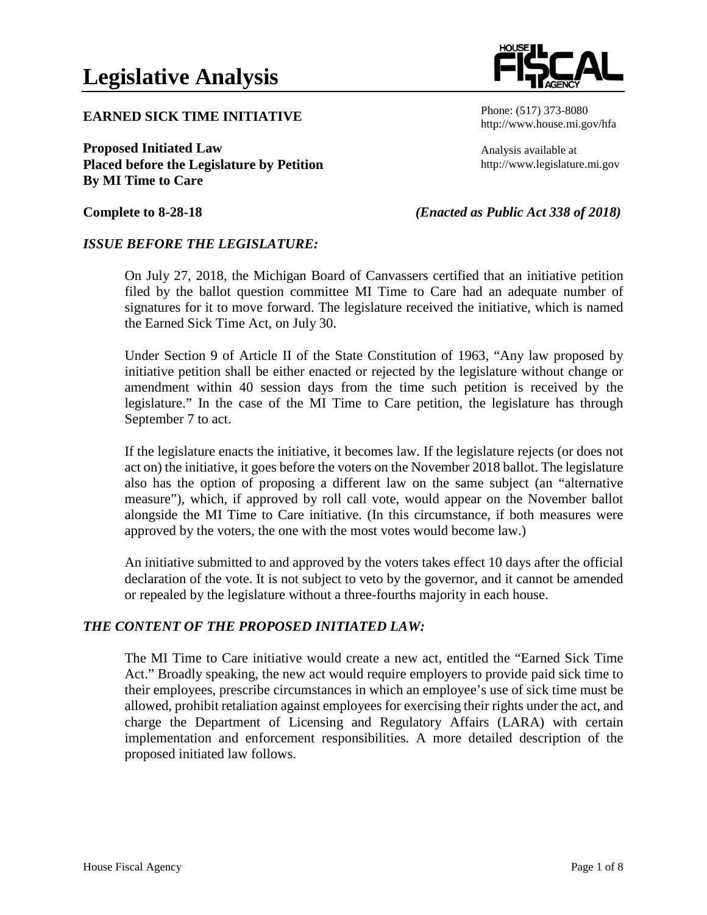# Legislative Analysis

**EARNED SICK TIME INITIATIVE**

**Proposed Initiated Law**
**Placed before the Legislature by Petition**
**By MI Time to Care**

Phone: (517) 373-8080
http://www.house.mi.gov/hfa

Analysis available at
http://www.legislature.mi.gov

**Complete to 8-28-18** ***(Enacted as Public Act 338 of 2018)***

## *ISSUE BEFORE THE LEGISLATURE:*

On July 27, 2018, the Michigan Board of Canvassers certified that an initiative petition filed by the ballot question committee MI Time to Care had an adequate number of signatures for it to move forward. The legislature received the initiative, which is named the Earned Sick Time Act, on July 30.

Under Section 9 of Article II of the State Constitution of 1963, "Any law proposed by initiative petition shall be either enacted or rejected by the legislature without change or amendment within 40 session days from the time such petition is received by the legislature." In the case of the MI Time to Care petition, the legislature has through September 7 to act.

If the legislature enacts the initiative, it becomes law. If the legislature rejects (or does not act on) the initiative, it goes before the voters on the November 2018 ballot. The legislature also has the option of proposing a different law on the same subject (an "alternative measure"), which, if approved by roll call vote, would appear on the November ballot alongside the MI Time to Care initiative. (In this circumstance, if both measures were approved by the voters, the one with the most votes would become law.)

An initiative submitted to and approved by the voters takes effect 10 days after the official declaration of the vote. It is not subject to veto by the governor, and it cannot be amended or repealed by the legislature without a three-fourths majority in each house.

## *THE CONTENT OF THE PROPOSED INITIATED LAW:*

The MI Time to Care initiative would create a new act, entitled the "Earned Sick Time Act." Broadly speaking, the new act would require employers to provide paid sick time to their employees, prescribe circumstances in which an employee's use of sick time must be allowed, prohibit retaliation against employees for exercising their rights under the act, and charge the Department of Licensing and Regulatory Affairs (LARA) with certain implementation and enforcement responsibilities. A more detailed description of the proposed initiated law follows.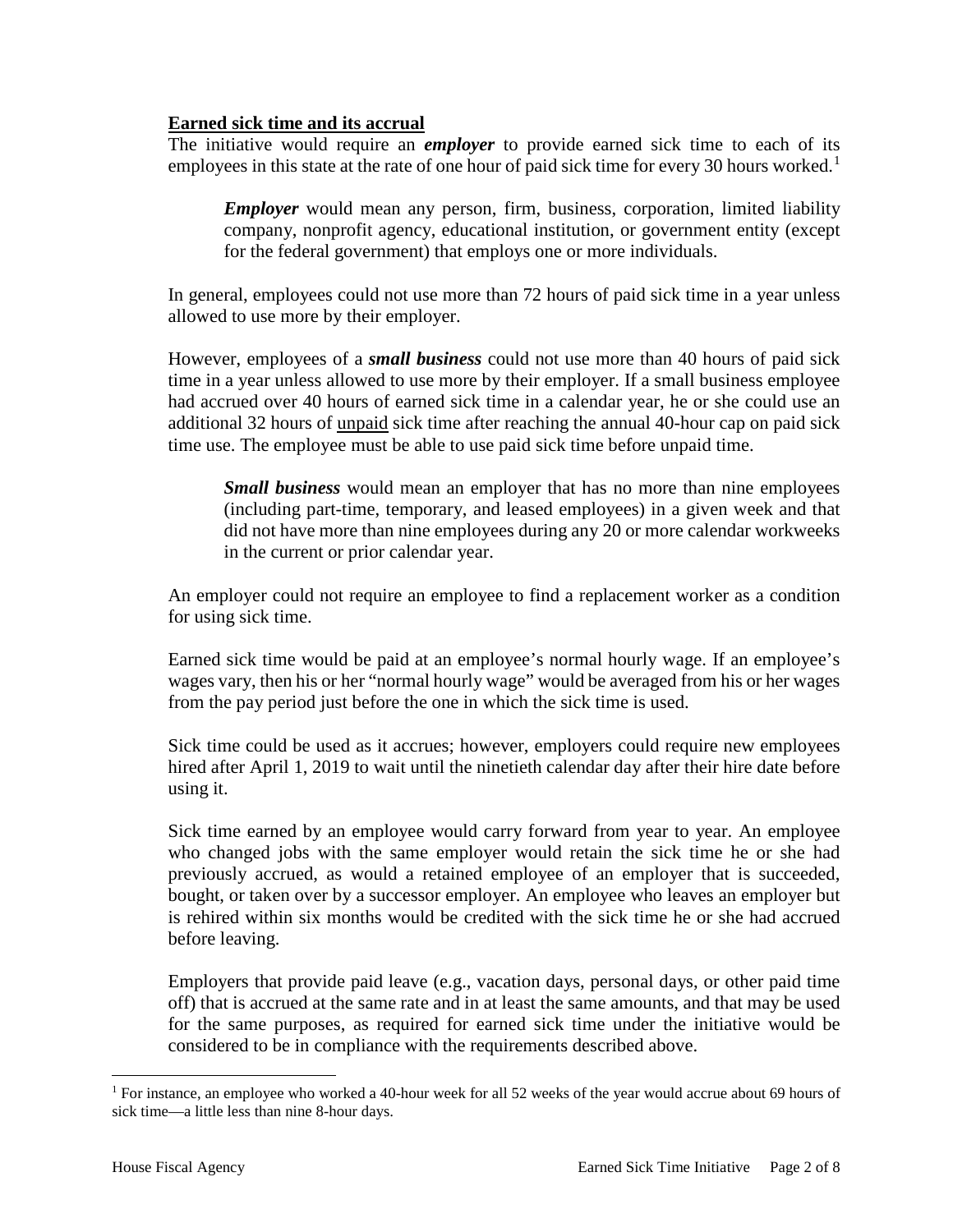**Earned sick time and its accrual**

The initiative would require an ***employer*** to provide earned sick time to each of its employees in this state at the rate of one hour of paid sick time for every 30 hours worked.[1]

> ***Employer*** would mean any person, firm, business, corporation, limited liability company, nonprofit agency, educational institution, or government entity (except for the federal government) that employs one or more individuals.

In general, employees could not use more than 72 hours of paid sick time in a year unless allowed to use more by their employer.

However, employees of a ***small business*** could not use more than 40 hours of paid sick time in a year unless allowed to use more by their employer. If a small business employee had accrued over 40 hours of earned sick time in a calendar year, he or she could use an additional 32 hours of <u>unpaid</u> sick time after reaching the annual 40-hour cap on paid sick time use. The employee must be able to use paid sick time before unpaid time.

> ***Small business*** would mean an employer that has no more than nine employees (including part-time, temporary, and leased employees) in a given week and that did not have more than nine employees during any 20 or more calendar workweeks in the current or prior calendar year.

An employer could not require an employee to find a replacement worker as a condition for using sick time.

Earned sick time would be paid at an employee's normal hourly wage. If an employee's wages vary, then his or her "normal hourly wage" would be averaged from his or her wages from the pay period just before the one in which the sick time is used.

Sick time could be used as it accrues; however, employers could require new employees hired after April 1, 2019 to wait until the ninetieth calendar day after their hire date before using it.

Sick time earned by an employee would carry forward from year to year. An employee who changed jobs with the same employer would retain the sick time he or she had previously accrued, as would a retained employee of an employer that is succeeded, bought, or taken over by a successor employer. An employee who leaves an employer but is rehired within six months would be credited with the sick time he or she had accrued before leaving.

Employers that provide paid leave (e.g., vacation days, personal days, or other paid time off) that is accrued at the same rate and in at least the same amounts, and that may be used for the same purposes, as required for earned sick time under the initiative would be considered to be in compliance with the requirements described above.

---

[1] For instance, an employee who worked a 40-hour week for all 52 weeks of the year would accrue about 69 hours of sick time—a little less than nine 8-hour days.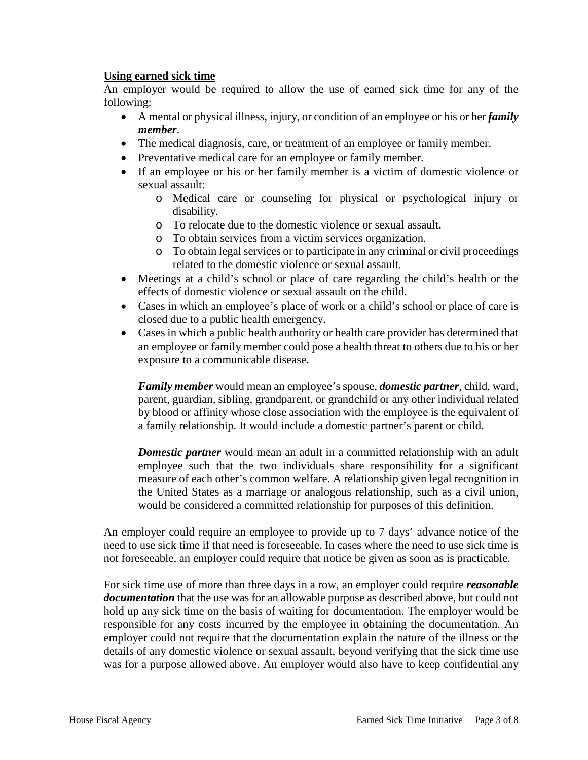**Using earned sick time**

An employer would be required to allow the use of earned sick time for any of the following:

- A mental or physical illness, injury, or condition of an employee or his or her ***family member***.
- The medical diagnosis, care, or treatment of an employee or family member.
- Preventative medical care for an employee or family member.
- If an employee or his or her family member is a victim of domestic violence or sexual assault:
  - Medical care or counseling for physical or psychological injury or disability.
  - To relocate due to the domestic violence or sexual assault.
  - To obtain services from a victim services organization.
  - To obtain legal services or to participate in any criminal or civil proceedings related to the domestic violence or sexual assault.
- Meetings at a child's school or place of care regarding the child's health or the effects of domestic violence or sexual assault on the child.
- Cases in which an employee's place of work or a child's school or place of care is closed due to a public health emergency.
- Cases in which a public health authority or health care provider has determined that an employee or family member could pose a health threat to others due to his or her exposure to a communicable disease.

  ***Family member*** would mean an employee's spouse, ***domestic partner***, child, ward, parent, guardian, sibling, grandparent, or grandchild or any other individual related by blood or affinity whose close association with the employee is the equivalent of a family relationship. It would include a domestic partner's parent or child.

  ***Domestic partner*** would mean an adult in a committed relationship with an adult employee such that the two individuals share responsibility for a significant measure of each other's common welfare. A relationship given legal recognition in the United States as a marriage or analogous relationship, such as a civil union, would be considered a committed relationship for purposes of this definition.

An employer could require an employee to provide up to 7 days' advance notice of the need to use sick time if that need is foreseeable. In cases where the need to use sick time is not foreseeable, an employer could require that notice be given as soon as is practicable.

For sick time use of more than three days in a row, an employer could require ***reasonable documentation*** that the use was for an allowable purpose as described above, but could not hold up any sick time on the basis of waiting for documentation. The employer would be responsible for any costs incurred by the employee in obtaining the documentation. An employer could not require that the documentation explain the nature of the illness or the details of any domestic violence or sexual assault, beyond verifying that the sick time use was for a purpose allowed above. An employer would also have to keep confidential any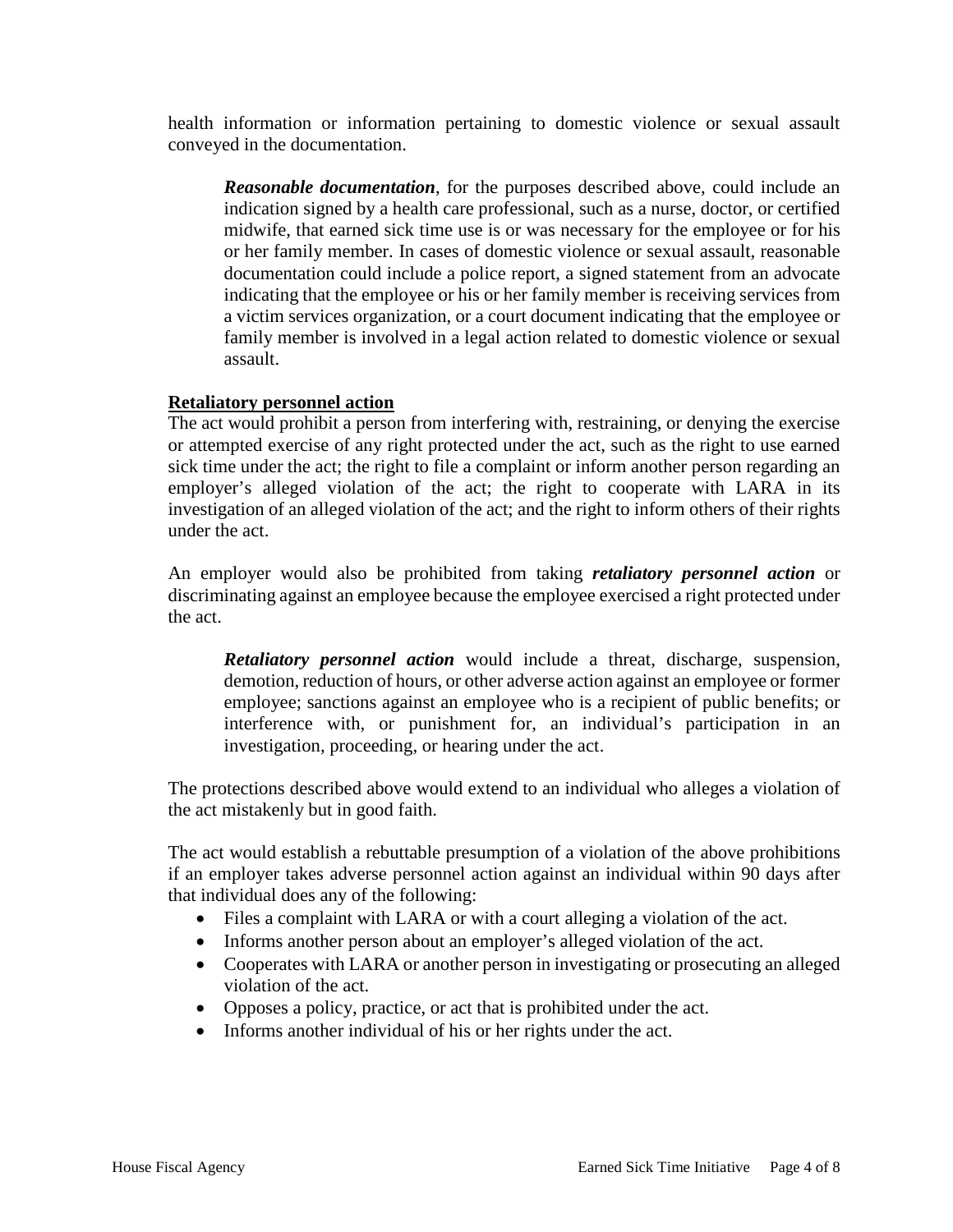health information or information pertaining to domestic violence or sexual assault conveyed in the documentation.

> ***Reasonable documentation***, for the purposes described above, could include an indication signed by a health care professional, such as a nurse, doctor, or certified midwife, that earned sick time use is or was necessary for the employee or for his or her family member. In cases of domestic violence or sexual assault, reasonable documentation could include a police report, a signed statement from an advocate indicating that the employee or his or her family member is receiving services from a victim services organization, or a court document indicating that the employee or family member is involved in a legal action related to domestic violence or sexual assault.

**Retaliatory personnel action**

The act would prohibit a person from interfering with, restraining, or denying the exercise or attempted exercise of any right protected under the act, such as the right to use earned sick time under the act; the right to file a complaint or inform another person regarding an employer's alleged violation of the act; the right to cooperate with LARA in its investigation of an alleged violation of the act; and the right to inform others of their rights under the act.

An employer would also be prohibited from taking ***retaliatory personnel action*** or discriminating against an employee because the employee exercised a right protected under the act.

> ***Retaliatory personnel action*** would include a threat, discharge, suspension, demotion, reduction of hours, or other adverse action against an employee or former employee; sanctions against an employee who is a recipient of public benefits; or interference with, or punishment for, an individual's participation in an investigation, proceeding, or hearing under the act.

The protections described above would extend to an individual who alleges a violation of the act mistakenly but in good faith.

The act would establish a rebuttable presumption of a violation of the above prohibitions if an employer takes adverse personnel action against an individual within 90 days after that individual does any of the following:

- Files a complaint with LARA or with a court alleging a violation of the act.
- Informs another person about an employer's alleged violation of the act.
- Cooperates with LARA or another person in investigating or prosecuting an alleged violation of the act.
- Opposes a policy, practice, or act that is prohibited under the act.
- Informs another individual of his or her rights under the act.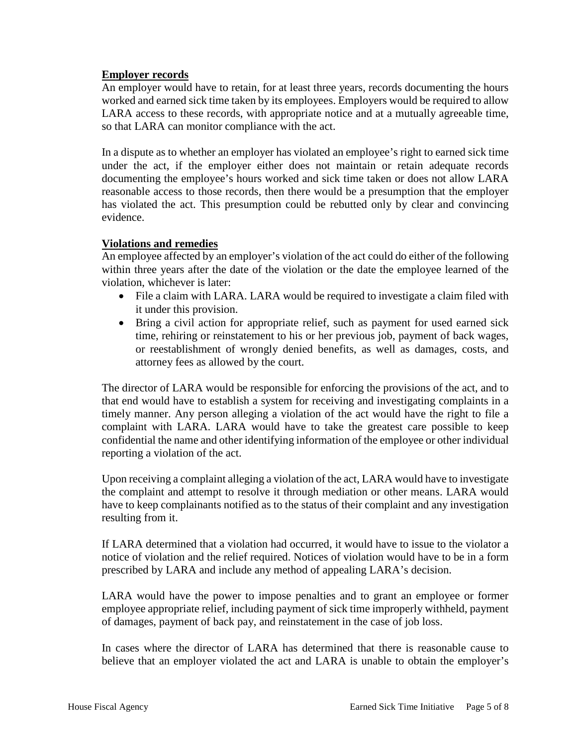**Employer records**

An employer would have to retain, for at least three years, records documenting the hours worked and earned sick time taken by its employees. Employers would be required to allow LARA access to these records, with appropriate notice and at a mutually agreeable time, so that LARA can monitor compliance with the act.

In a dispute as to whether an employer has violated an employee's right to earned sick time under the act, if the employer either does not maintain or retain adequate records documenting the employee's hours worked and sick time taken or does not allow LARA reasonable access to those records, then there would be a presumption that the employer has violated the act. This presumption could be rebutted only by clear and convincing evidence.

**Violations and remedies**

An employee affected by an employer's violation of the act could do either of the following within three years after the date of the violation or the date the employee learned of the violation, whichever is later:

- File a claim with LARA. LARA would be required to investigate a claim filed with it under this provision.
- Bring a civil action for appropriate relief, such as payment for used earned sick time, rehiring or reinstatement to his or her previous job, payment of back wages, or reestablishment of wrongly denied benefits, as well as damages, costs, and attorney fees as allowed by the court.

The director of LARA would be responsible for enforcing the provisions of the act, and to that end would have to establish a system for receiving and investigating complaints in a timely manner. Any person alleging a violation of the act would have the right to file a complaint with LARA. LARA would have to take the greatest care possible to keep confidential the name and other identifying information of the employee or other individual reporting a violation of the act.

Upon receiving a complaint alleging a violation of the act, LARA would have to investigate the complaint and attempt to resolve it through mediation or other means. LARA would have to keep complainants notified as to the status of their complaint and any investigation resulting from it.

If LARA determined that a violation had occurred, it would have to issue to the violator a notice of violation and the relief required. Notices of violation would have to be in a form prescribed by LARA and include any method of appealing LARA's decision.

LARA would have the power to impose penalties and to grant an employee or former employee appropriate relief, including payment of sick time improperly withheld, payment of damages, payment of back pay, and reinstatement in the case of job loss.

In cases where the director of LARA has determined that there is reasonable cause to believe that an employer violated the act and LARA is unable to obtain the employer's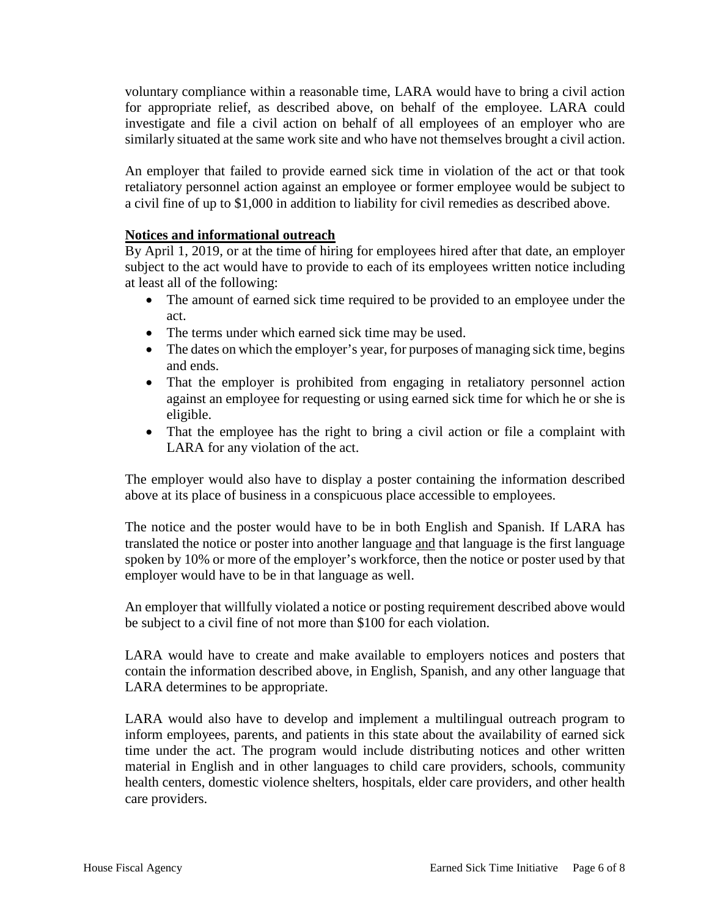voluntary compliance within a reasonable time, LARA would have to bring a civil action for appropriate relief, as described above, on behalf of the employee. LARA could investigate and file a civil action on behalf of all employees of an employer who are similarly situated at the same work site and who have not themselves brought a civil action.

An employer that failed to provide earned sick time in violation of the act or that took retaliatory personnel action against an employee or former employee would be subject to a civil fine of up to $1,000 in addition to liability for civil remedies as described above.

**Notices and informational outreach**

By April 1, 2019, or at the time of hiring for employees hired after that date, an employer subject to the act would have to provide to each of its employees written notice including at least all of the following:

- The amount of earned sick time required to be provided to an employee under the act.
- The terms under which earned sick time may be used.
- The dates on which the employer's year, for purposes of managing sick time, begins and ends.
- That the employer is prohibited from engaging in retaliatory personnel action against an employee for requesting or using earned sick time for which he or she is eligible.
- That the employee has the right to bring a civil action or file a complaint with LARA for any violation of the act.

The employer would also have to display a poster containing the information described above at its place of business in a conspicuous place accessible to employees.

The notice and the poster would have to be in both English and Spanish. If LARA has translated the notice or poster into another language and that language is the first language spoken by 10% or more of the employer's workforce, then the notice or poster used by that employer would have to be in that language as well.

An employer that willfully violated a notice or posting requirement described above would be subject to a civil fine of not more than $100 for each violation.

LARA would have to create and make available to employers notices and posters that contain the information described above, in English, Spanish, and any other language that LARA determines to be appropriate.

LARA would also have to develop and implement a multilingual outreach program to inform employees, parents, and patients in this state about the availability of earned sick time under the act. The program would include distributing notices and other written material in English and in other languages to child care providers, schools, community health centers, domestic violence shelters, hospitals, elder care providers, and other health care providers.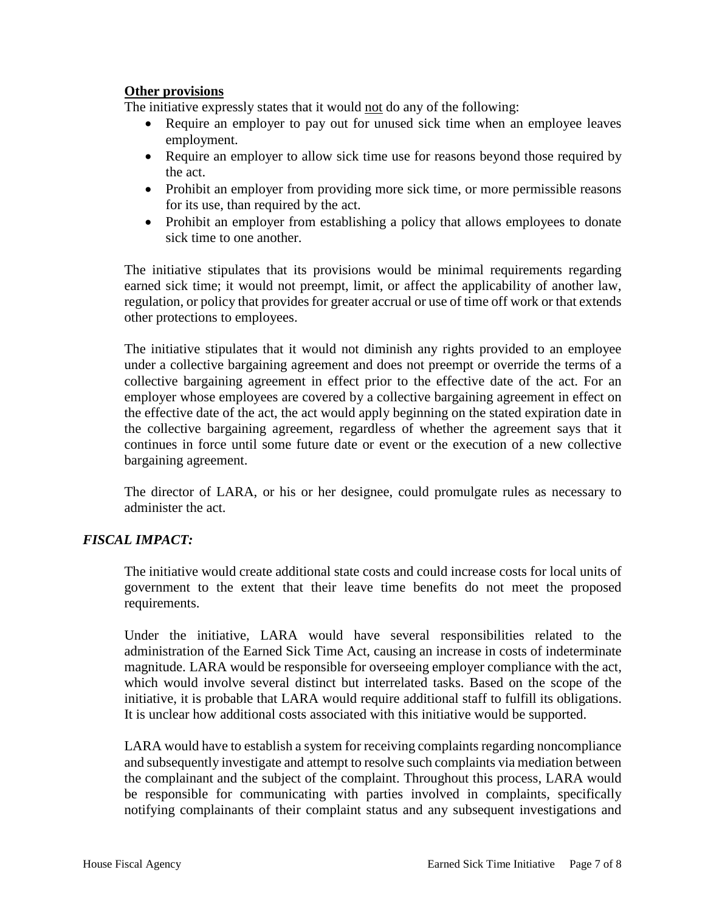**Other provisions**

The initiative expressly states that it would not do any of the following:

- Require an employer to pay out for unused sick time when an employee leaves employment.
- Require an employer to allow sick time use for reasons beyond those required by the act.
- Prohibit an employer from providing more sick time, or more permissible reasons for its use, than required by the act.
- Prohibit an employer from establishing a policy that allows employees to donate sick time to one another.

The initiative stipulates that its provisions would be minimal requirements regarding earned sick time; it would not preempt, limit, or affect the applicability of another law, regulation, or policy that provides for greater accrual or use of time off work or that extends other protections to employees.

The initiative stipulates that it would not diminish any rights provided to an employee under a collective bargaining agreement and does not preempt or override the terms of a collective bargaining agreement in effect prior to the effective date of the act. For an employer whose employees are covered by a collective bargaining agreement in effect on the effective date of the act, the act would apply beginning on the stated expiration date in the collective bargaining agreement, regardless of whether the agreement says that it continues in force until some future date or event or the execution of a new collective bargaining agreement.

The director of LARA, or his or her designee, could promulgate rules as necessary to administer the act.

***FISCAL IMPACT:***

The initiative would create additional state costs and could increase costs for local units of government to the extent that their leave time benefits do not meet the proposed requirements.

Under the initiative, LARA would have several responsibilities related to the administration of the Earned Sick Time Act, causing an increase in costs of indeterminate magnitude. LARA would be responsible for overseeing employer compliance with the act, which would involve several distinct but interrelated tasks. Based on the scope of the initiative, it is probable that LARA would require additional staff to fulfill its obligations. It is unclear how additional costs associated with this initiative would be supported.

LARA would have to establish a system for receiving complaints regarding noncompliance and subsequently investigate and attempt to resolve such complaints via mediation between the complainant and the subject of the complaint. Throughout this process, LARA would be responsible for communicating with parties involved in complaints, specifically notifying complainants of their complaint status and any subsequent investigations and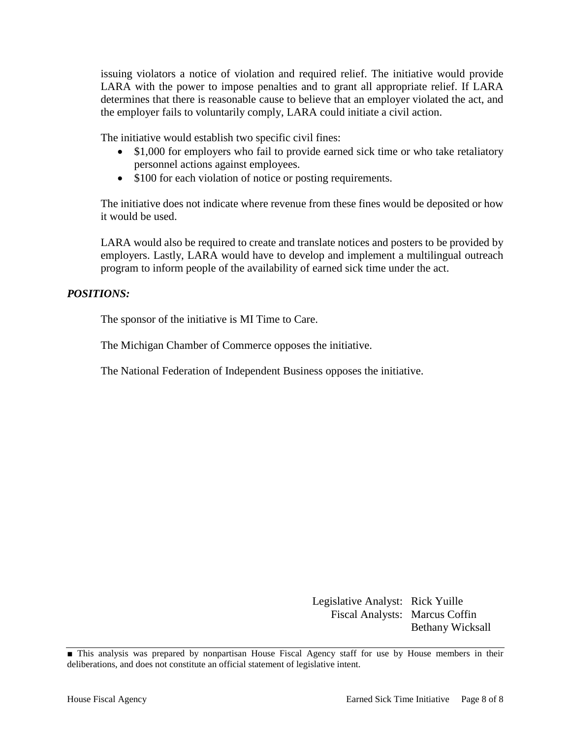issuing violators a notice of violation and required relief. The initiative would provide LARA with the power to impose penalties and to grant all appropriate relief. If LARA determines that there is reasonable cause to believe that an employer violated the act, and the employer fails to voluntarily comply, LARA could initiate a civil action.

The initiative would establish two specific civil fines:

- $1,000 for employers who fail to provide earned sick time or who take retaliatory personnel actions against employees.
- $100 for each violation of notice or posting requirements.

The initiative does not indicate where revenue from these fines would be deposited or how it would be used.

LARA would also be required to create and translate notices and posters to be provided by employers. Lastly, LARA would have to develop and implement a multilingual outreach program to inform people of the availability of earned sick time under the act.

***POSITIONS:***

The sponsor of the initiative is MI Time to Care.

The Michigan Chamber of Commerce opposes the initiative.

The National Federation of Independent Business opposes the initiative.

Legislative Analyst: Rick Yuille
Fiscal Analysts: Marcus Coffin
Bethany Wicksall

■ This analysis was prepared by nonpartisan House Fiscal Agency staff for use by House members in their deliberations, and does not constitute an official statement of legislative intent.